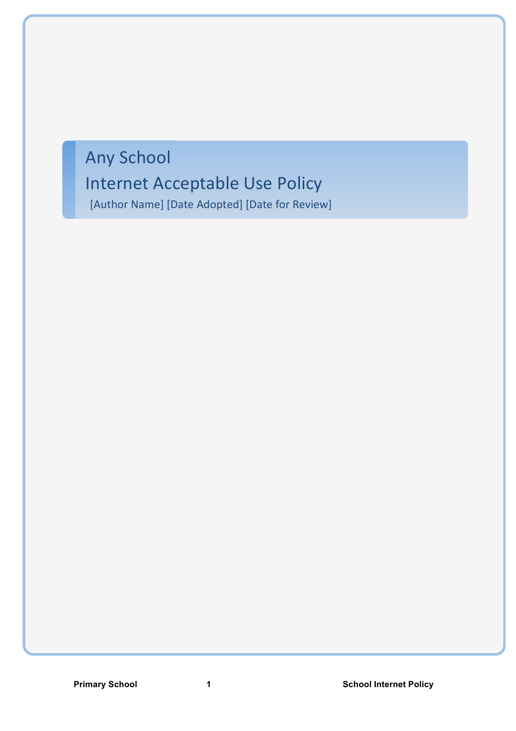# Any School

# Internet Acceptable Use Policy

[Author Name] [Date Adopted] [Date for Review]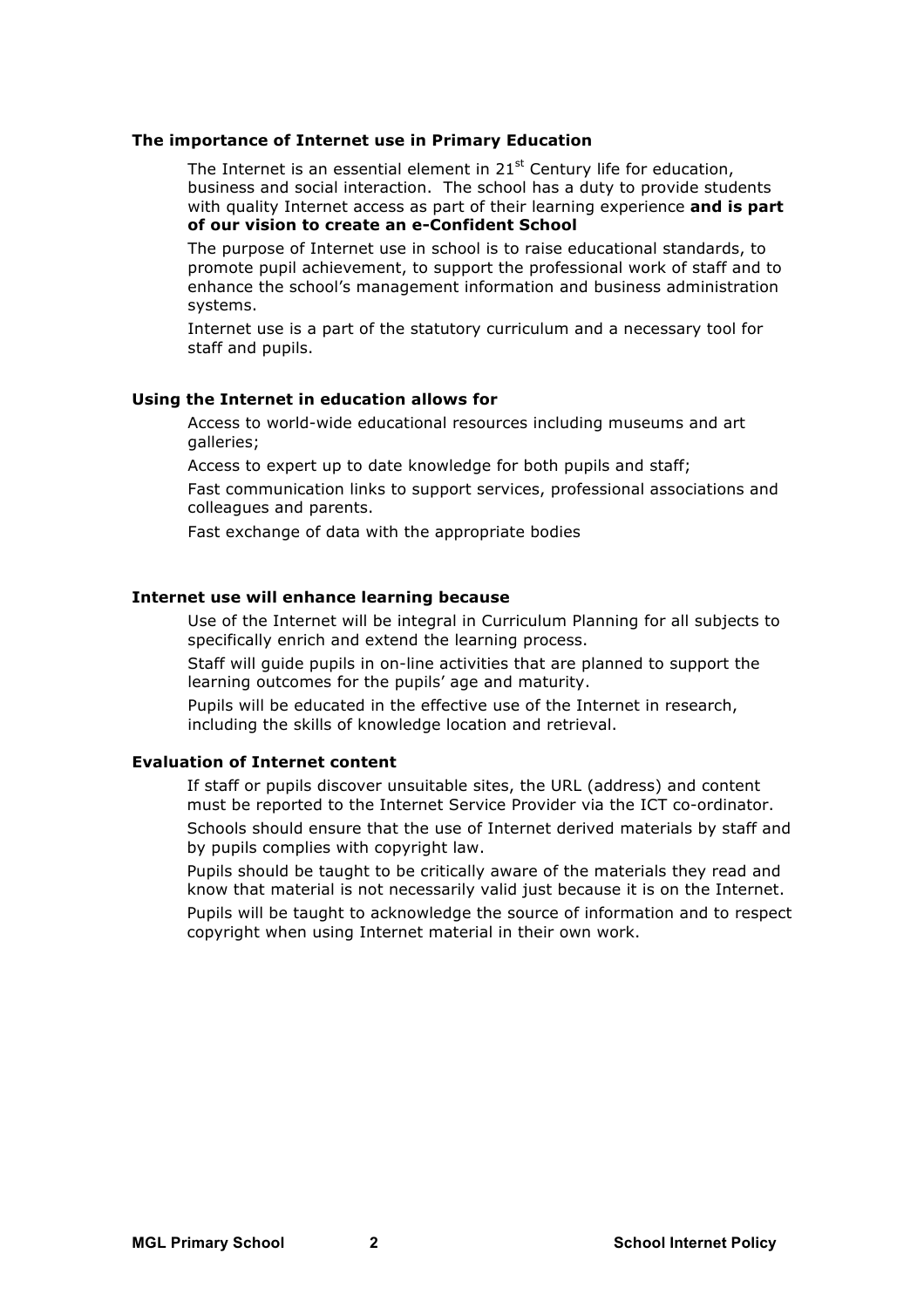### The importance of Internet use in Primary Education

The Internet is an essential element in 21$^{st}$ Century life for education, business and social interaction. The school has a duty to provide students with quality Internet access as part of their learning experience **and is part of our vision to create an e-Confident School**

The purpose of Internet use in school is to raise educational standards, to promote pupil achievement, to support the professional work of staff and to enhance the school's management information and business administration systems.

Internet use is a part of the statutory curriculum and a necessary tool for staff and pupils.

### Using the Internet in education allows for

Access to world-wide educational resources including museums and art galleries;

Access to expert up to date knowledge for both pupils and staff;

Fast communication links to support services, professional associations and colleagues and parents.

Fast exchange of data with the appropriate bodies

### Internet use will enhance learning because

Use of the Internet will be integral in Curriculum Planning for all subjects to specifically enrich and extend the learning process.

Staff will guide pupils in on-line activities that are planned to support the learning outcomes for the pupils' age and maturity.

Pupils will be educated in the effective use of the Internet in research, including the skills of knowledge location and retrieval.

### Evaluation of Internet content

If staff or pupils discover unsuitable sites, the URL (address) and content must be reported to the Internet Service Provider via the ICT co-ordinator.

Schools should ensure that the use of Internet derived materials by staff and by pupils complies with copyright law.

Pupils should be taught to be critically aware of the materials they read and know that material is not necessarily valid just because it is on the Internet.

Pupils will be taught to acknowledge the source of information and to respect copyright when using Internet material in their own work.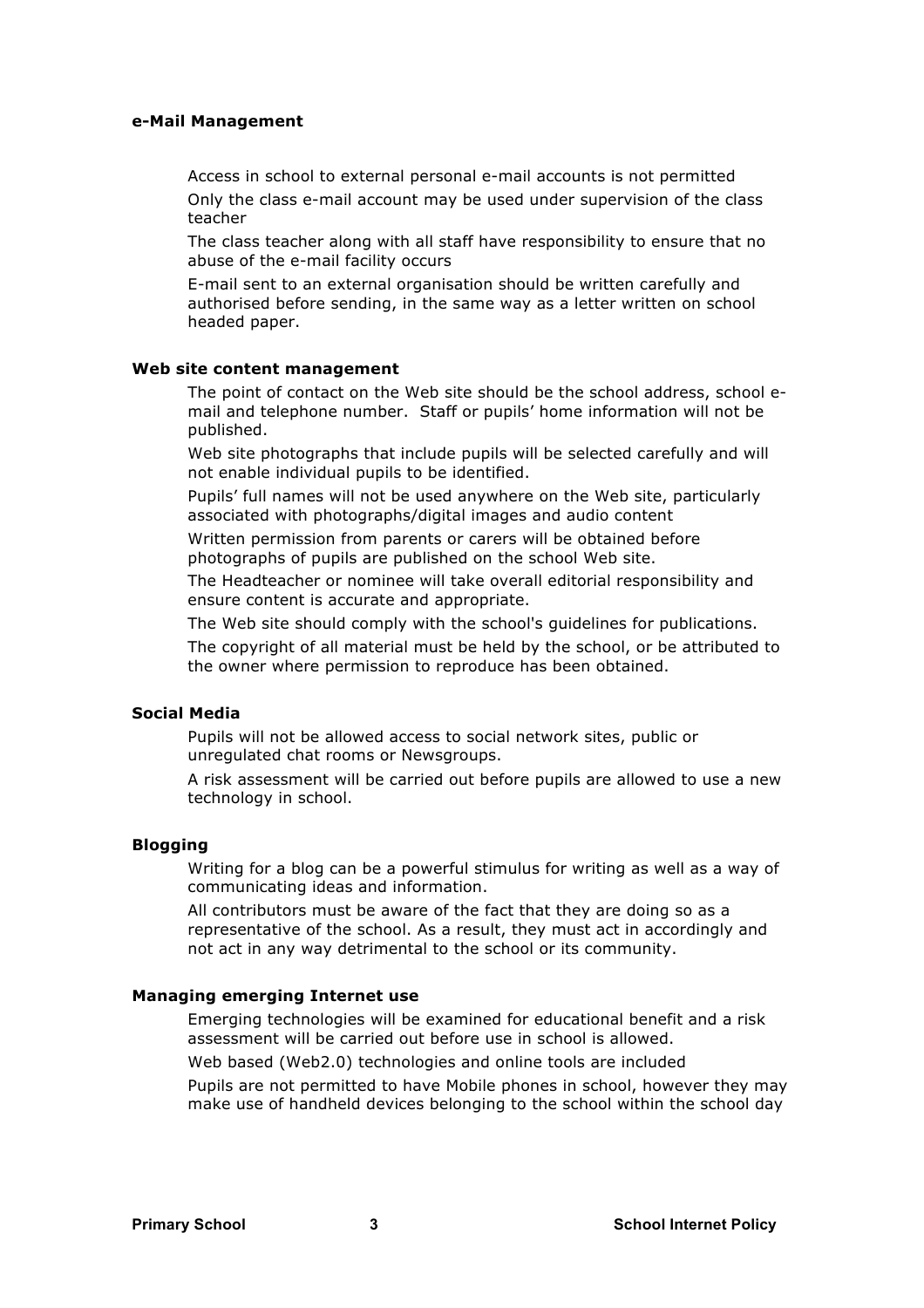**e-Mail Management**

Access in school to external personal e-mail accounts is not permitted

Only the class e-mail account may be used under supervision of the class teacher

The class teacher along with all staff have responsibility to ensure that no abuse of the e-mail facility occurs

E-mail sent to an external organisation should be written carefully and authorised before sending, in the same way as a letter written on school headed paper.

**Web site content management**

The point of contact on the Web site should be the school address, school e-mail and telephone number. Staff or pupils' home information will not be published.

Web site photographs that include pupils will be selected carefully and will not enable individual pupils to be identified.

Pupils' full names will not be used anywhere on the Web site, particularly associated with photographs/digital images and audio content

Written permission from parents or carers will be obtained before photographs of pupils are published on the school Web site.

The Headteacher or nominee will take overall editorial responsibility and ensure content is accurate and appropriate.

The Web site should comply with the school's guidelines for publications.

The copyright of all material must be held by the school, or be attributed to the owner where permission to reproduce has been obtained.

**Social Media**

Pupils will not be allowed access to social network sites, public or unregulated chat rooms or Newsgroups.

A risk assessment will be carried out before pupils are allowed to use a new technology in school.

**Blogging**

Writing for a blog can be a powerful stimulus for writing as well as a way of communicating ideas and information.

All contributors must be aware of the fact that they are doing so as a representative of the school. As a result, they must act in accordingly and not act in any way detrimental to the school or its community.

**Managing emerging Internet use**

Emerging technologies will be examined for educational benefit and a risk assessment will be carried out before use in school is allowed.

Web based (Web2.0) technologies and online tools are included

Pupils are not permitted to have Mobile phones in school, however they may make use of handheld devices belonging to the school within the school day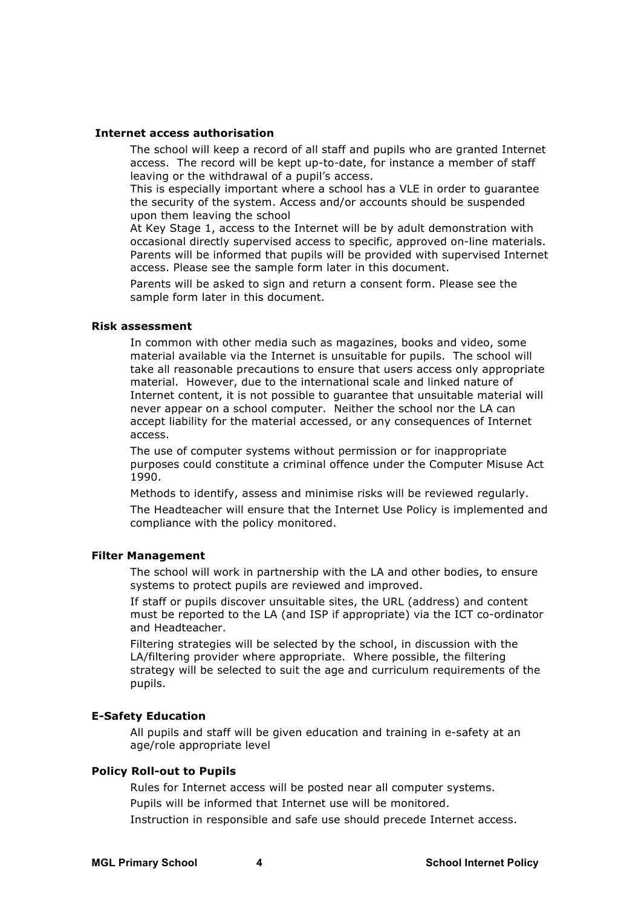### Internet access authorisation

The school will keep a record of all staff and pupils who are granted Internet access. The record will be kept up-to-date, for instance a member of staff leaving or the withdrawal of a pupil's access.

This is especially important where a school has a VLE in order to guarantee the security of the system. Access and/or accounts should be suspended upon them leaving the school

At Key Stage 1, access to the Internet will be by adult demonstration with occasional directly supervised access to specific, approved on-line materials. Parents will be informed that pupils will be provided with supervised Internet access. Please see the sample form later in this document.

Parents will be asked to sign and return a consent form. Please see the sample form later in this document.

### Risk assessment

In common with other media such as magazines, books and video, some material available via the Internet is unsuitable for pupils. The school will take all reasonable precautions to ensure that users access only appropriate material. However, due to the international scale and linked nature of Internet content, it is not possible to guarantee that unsuitable material will never appear on a school computer. Neither the school nor the LA can accept liability for the material accessed, or any consequences of Internet access.

The use of computer systems without permission or for inappropriate purposes could constitute a criminal offence under the Computer Misuse Act 1990.

Methods to identify, assess and minimise risks will be reviewed regularly.

The Headteacher will ensure that the Internet Use Policy is implemented and compliance with the policy monitored.

### Filter Management

The school will work in partnership with the LA and other bodies, to ensure systems to protect pupils are reviewed and improved.

If staff or pupils discover unsuitable sites, the URL (address) and content must be reported to the LA (and ISP if appropriate) via the ICT co-ordinator and Headteacher.

Filtering strategies will be selected by the school, in discussion with the LA/filtering provider where appropriate. Where possible, the filtering strategy will be selected to suit the age and curriculum requirements of the pupils.

### E-Safety Education

All pupils and staff will be given education and training in e-safety at an age/role appropriate level

### Policy Roll-out to Pupils

Rules for Internet access will be posted near all computer systems.

Pupils will be informed that Internet use will be monitored.

Instruction in responsible and safe use should precede Internet access.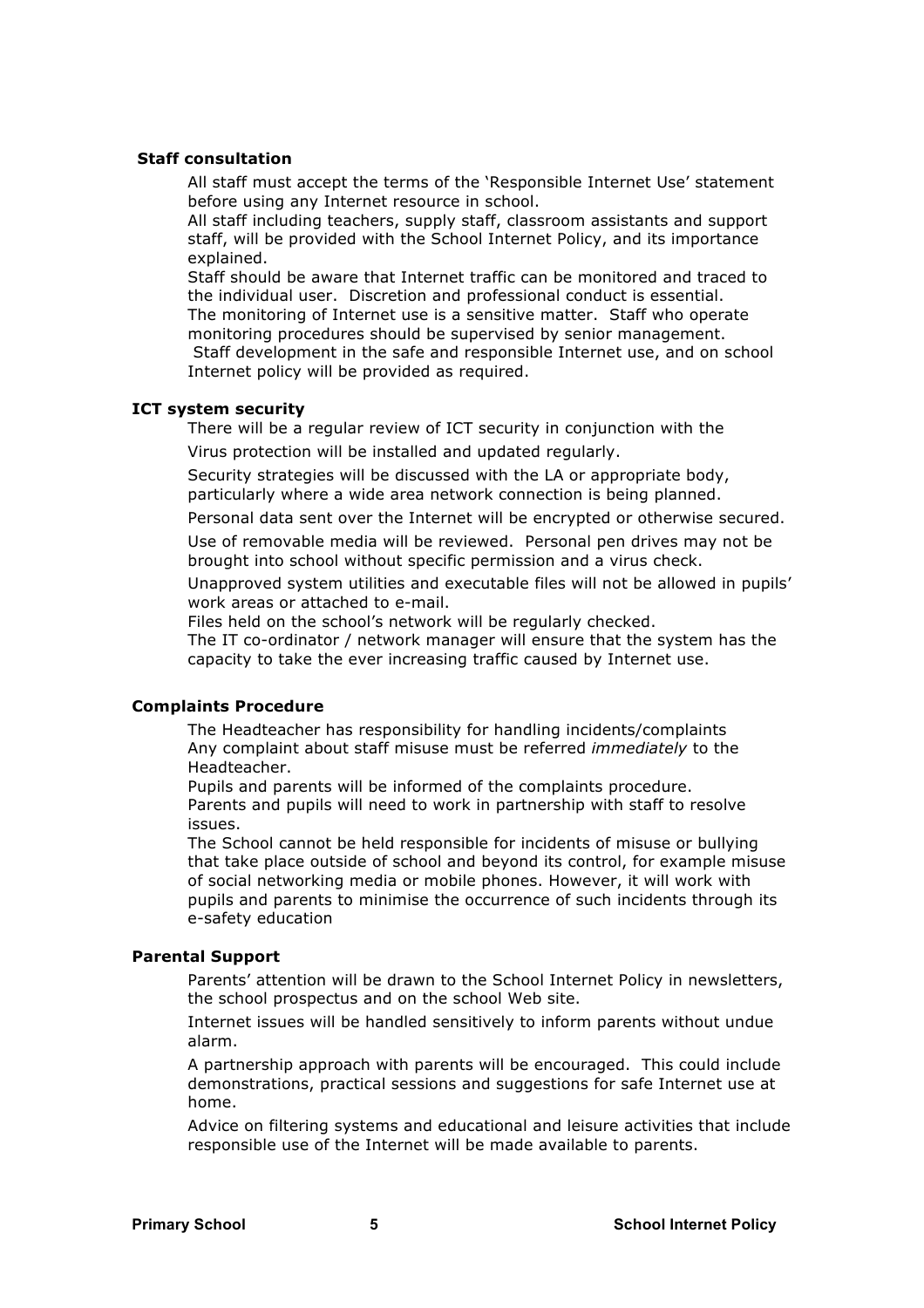**Staff consultation**

All staff must accept the terms of the 'Responsible Internet Use' statement before using any Internet resource in school.

All staff including teachers, supply staff, classroom assistants and support staff, will be provided with the School Internet Policy, and its importance explained.

Staff should be aware that Internet traffic can be monitored and traced to the individual user. Discretion and professional conduct is essential.

The monitoring of Internet use is a sensitive matter. Staff who operate monitoring procedures should be supervised by senior management.

Staff development in the safe and responsible Internet use, and on school Internet policy will be provided as required.

**ICT system security**

There will be a regular review of ICT security in conjunction with the

Virus protection will be installed and updated regularly.

Security strategies will be discussed with the LA or appropriate body, particularly where a wide area network connection is being planned.

Personal data sent over the Internet will be encrypted or otherwise secured.

Use of removable media will be reviewed. Personal pen drives may not be brought into school without specific permission and a virus check.

Unapproved system utilities and executable files will not be allowed in pupils' work areas or attached to e-mail.

Files held on the school's network will be regularly checked.

The IT co-ordinator / network manager will ensure that the system has the capacity to take the ever increasing traffic caused by Internet use.

**Complaints Procedure**

The Headteacher has responsibility for handling incidents/complaints

Any complaint about staff misuse must be referred *immediately* to the Headteacher.

Pupils and parents will be informed of the complaints procedure.

Parents and pupils will need to work in partnership with staff to resolve issues.

The School cannot be held responsible for incidents of misuse or bullying that take place outside of school and beyond its control, for example misuse of social networking media or mobile phones. However, it will work with pupils and parents to minimise the occurrence of such incidents through its e-safety education

**Parental Support**

Parents' attention will be drawn to the School Internet Policy in newsletters, the school prospectus and on the school Web site.

Internet issues will be handled sensitively to inform parents without undue alarm.

A partnership approach with parents will be encouraged. This could include demonstrations, practical sessions and suggestions for safe Internet use at home.

Advice on filtering systems and educational and leisure activities that include responsible use of the Internet will be made available to parents.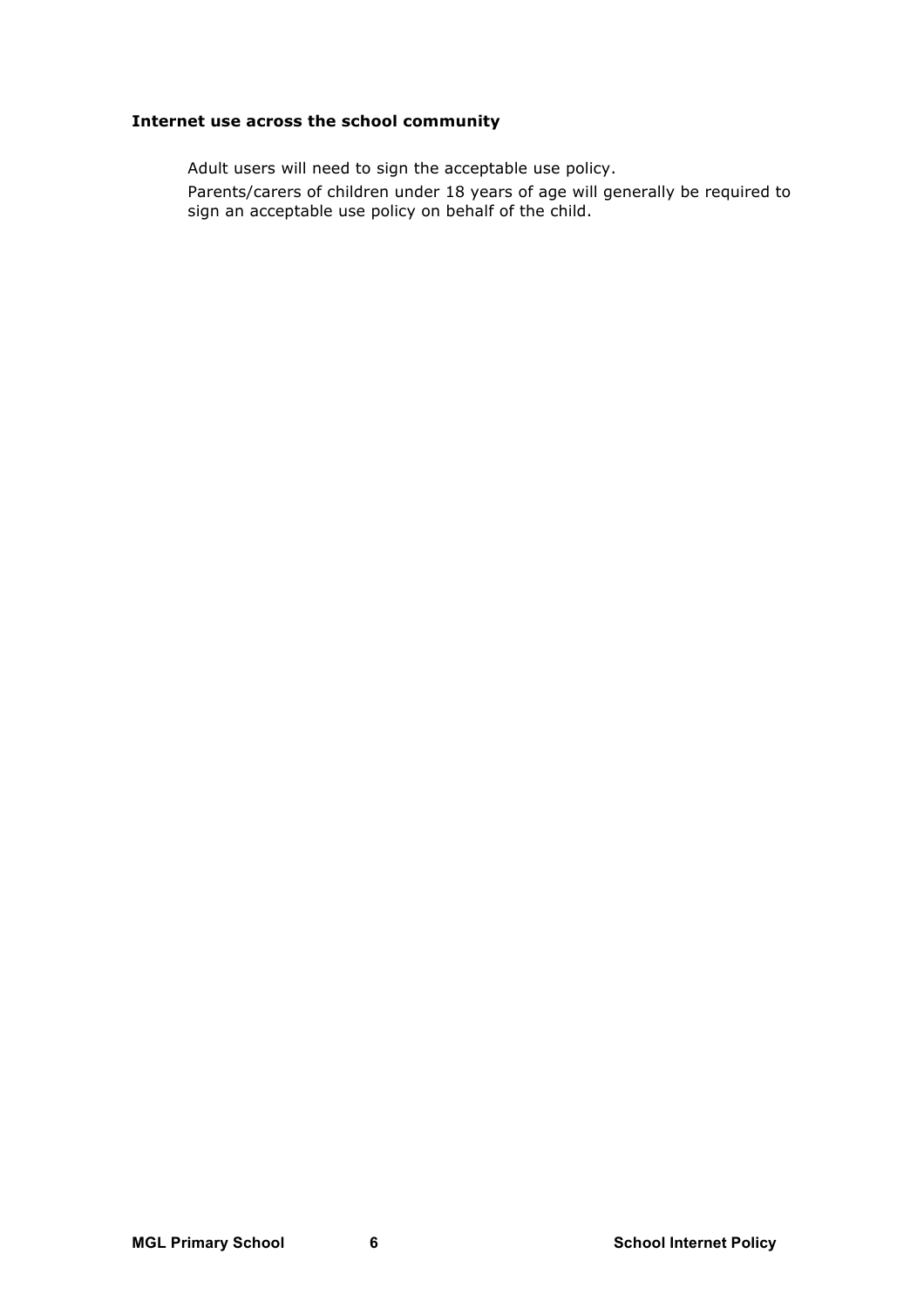### Internet use across the school community

Adult users will need to sign the acceptable use policy.

Parents/carers of children under 18 years of age will generally be required to sign an acceptable use policy on behalf of the child.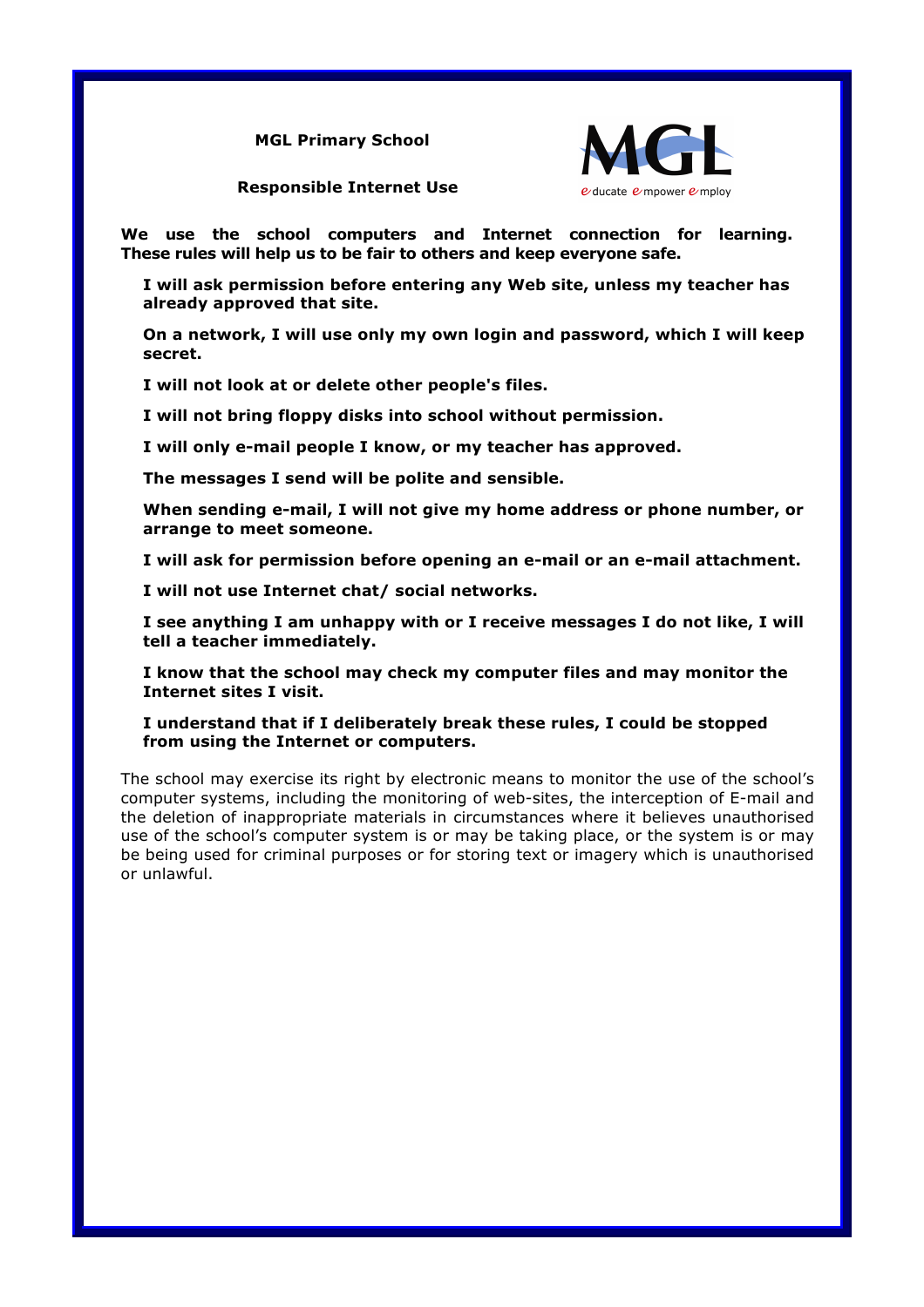**MGL Primary School**

**Responsible Internet Use**

MGL — educate empower employ

**We use the school computers and Internet connection for learning. These rules will help us to be fair to others and keep everyone safe.**

**I will ask permission before entering any Web site, unless my teacher has already approved that site.**

**On a network, I will use only my own login and password, which I will keep secret.**

**I will not look at or delete other people's files.**

**I will not bring floppy disks into school without permission.**

**I will only e-mail people I know, or my teacher has approved.**

**The messages I send will be polite and sensible.**

**When sending e-mail, I will not give my home address or phone number, or arrange to meet someone.**

**I will ask for permission before opening an e-mail or an e-mail attachment.**

**I will not use Internet chat/ social networks.**

**I see anything I am unhappy with or I receive messages I do not like, I will tell a teacher immediately.**

**I know that the school may check my computer files and may monitor the Internet sites I visit.**

**I understand that if I deliberately break these rules, I could be stopped from using the Internet or computers.**

The school may exercise its right by electronic means to monitor the use of the school's computer systems, including the monitoring of web-sites, the interception of E-mail and the deletion of inappropriate materials in circumstances where it believes unauthorised use of the school's computer system is or may be taking place, or the system is or may be being used for criminal purposes or for storing text or imagery which is unauthorised or unlawful.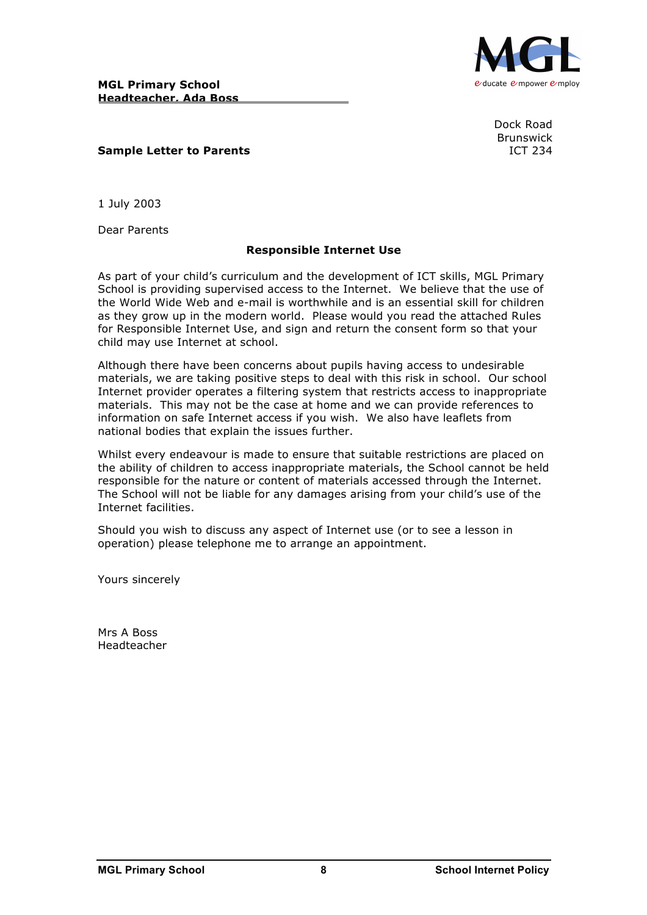**MGL Primary School**
**Headteacher, Ada Boss**

Dock Road
Brunswick
ICT 234

**Sample Letter to Parents**

1 July 2003

Dear Parents

**Responsible Internet Use**

As part of your child's curriculum and the development of ICT skills, MGL Primary School is providing supervised access to the Internet. We believe that the use of the World Wide Web and e-mail is worthwhile and is an essential skill for children as they grow up in the modern world. Please would you read the attached Rules for Responsible Internet Use, and sign and return the consent form so that your child may use Internet at school.

Although there have been concerns about pupils having access to undesirable materials, we are taking positive steps to deal with this risk in school. Our school Internet provider operates a filtering system that restricts access to inappropriate materials. This may not be the case at home and we can provide references to information on safe Internet access if you wish. We also have leaflets from national bodies that explain the issues further.

Whilst every endeavour is made to ensure that suitable restrictions are placed on the ability of children to access inappropriate materials, the School cannot be held responsible for the nature or content of materials accessed through the Internet. The School will not be liable for any damages arising from your child's use of the Internet facilities.

Should you wish to discuss any aspect of Internet use (or to see a lesson in operation) please telephone me to arrange an appointment.

Yours sincerely

Mrs A Boss
Headteacher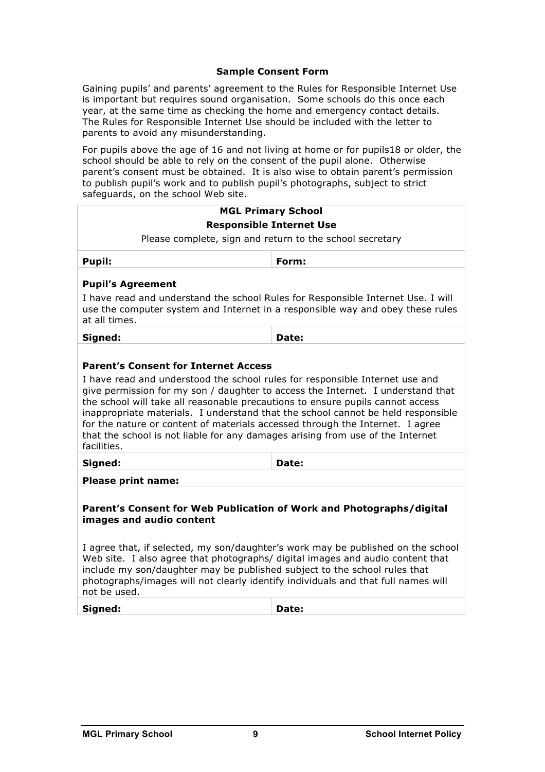### Sample Consent Form

Gaining pupils' and parents' agreement to the Rules for Responsible Internet Use is important but requires sound organisation. Some schools do this once each year, at the same time as checking the home and emergency contact details. The Rules for Responsible Internet Use should be included with the letter to parents to avoid any misunderstanding.

For pupils above the age of 16 and not living at home or for pupils18 or older, the school should be able to rely on the consent of the pupil alone. Otherwise parent's consent must be obtained. It is also wise to obtain parent's permission to publish pupil's work and to publish pupil's photographs, subject to strict safeguards, on the school Web site.

**MGL Primary School**

**Responsible Internet Use**

Please complete, sign and return to the school secretary

| | |
|---|---|
| **Pupil:** | **Form:** |

**Pupil's Agreement**

I have read and understand the school Rules for Responsible Internet Use. I will use the computer system and Internet in a responsible way and obey these rules at all times.

| | |
|---|---|
| **Signed:** | **Date:** |

**Parent's Consent for Internet Access**

I have read and understood the school rules for responsible Internet use and give permission for my son / daughter to access the Internet. I understand that the school will take all reasonable precautions to ensure pupils cannot access inappropriate materials. I understand that the school cannot be held responsible for the nature or content of materials accessed through the Internet. I agree that the school is not liable for any damages arising from use of the Internet facilities.

| | |
|---|---|
| **Signed:** | **Date:** |

**Please print name:**

**Parent's Consent for Web Publication of Work and Photographs/digital images and audio content**

I agree that, if selected, my son/daughter's work may be published on the school Web site. I also agree that photographs/ digital images and audio content that include my son/daughter may be published subject to the school rules that photographs/images will not clearly identify individuals and that full names will not be used.

| | |
|---|---|
| **Signed:** | **Date:** |